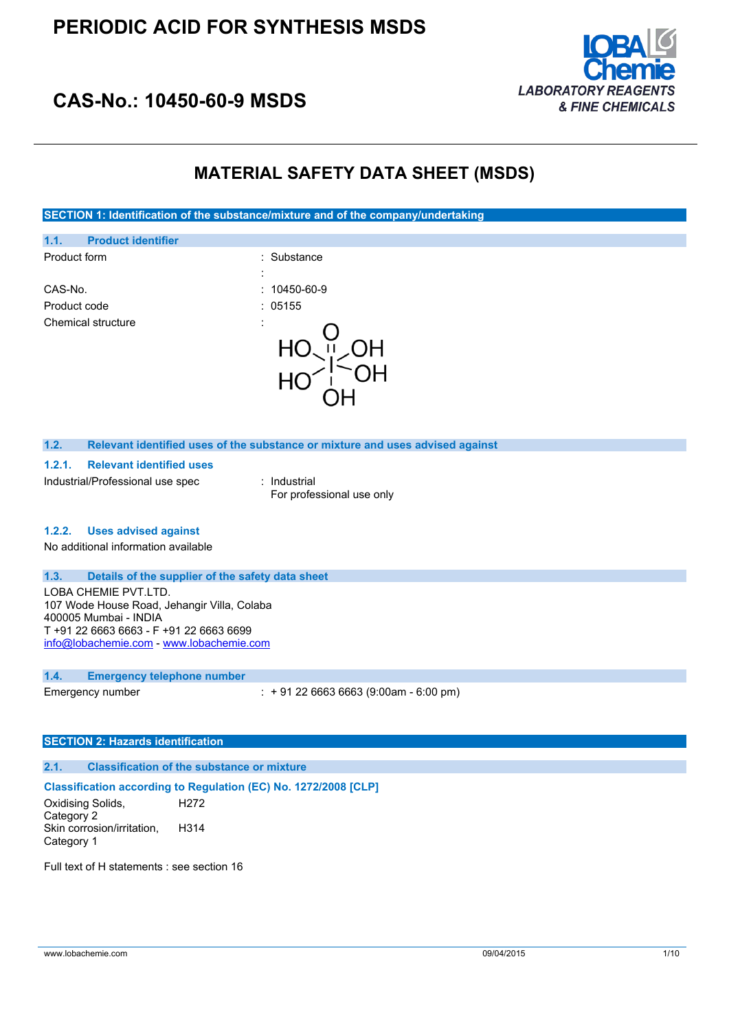# PERIODIC ACID FOR SYNTHESIS MSDS

## CAS-No.: 10450-60-9 MSDS

LOBA Chemie
*LABORATORY REAGENTS & FINE CHEMICALS*

# MATERIAL SAFETY DATA SHEET (MSDS)

## SECTION 1: Identification of the substance/mixture and of the company/undertaking

### 1.1. Product identifier

| | |
|---|---|
| Product form | : Substance |
| | : |
| CAS-No. | : 10450-60-9 |
| Product code | : 05155 |
| Chemical structure | : |

### 1.2. Relevant identified uses of the substance or mixture and uses advised against

#### 1.2.1. Relevant identified uses

Industrial/Professional use spec : Industrial
For professional use only

#### 1.2.2. Uses advised against

No additional information available

### 1.3. Details of the supplier of the safety data sheet

LOBA CHEMIE PVT.LTD.
107 Wode House Road, Jehangir Villa, Colaba
400005 Mumbai - INDIA
T +91 22 6663 6663 - F +91 22 6663 6699
info@lobachemie.com - www.lobachemie.com

### 1.4. Emergency telephone number

Emergency number : + 91 22 6663 6663 (9:00am - 6:00 pm)

## SECTION 2: Hazards identification

### 2.1. Classification of the substance or mixture

**Classification according to Regulation (EC) No. 1272/2008 [CLP]**

| | |
|---|---|
| Oxidising Solids, Category 2 | H272 |
| Skin corrosion/irritation, Category 1 | H314 |

Full text of H statements : see section 16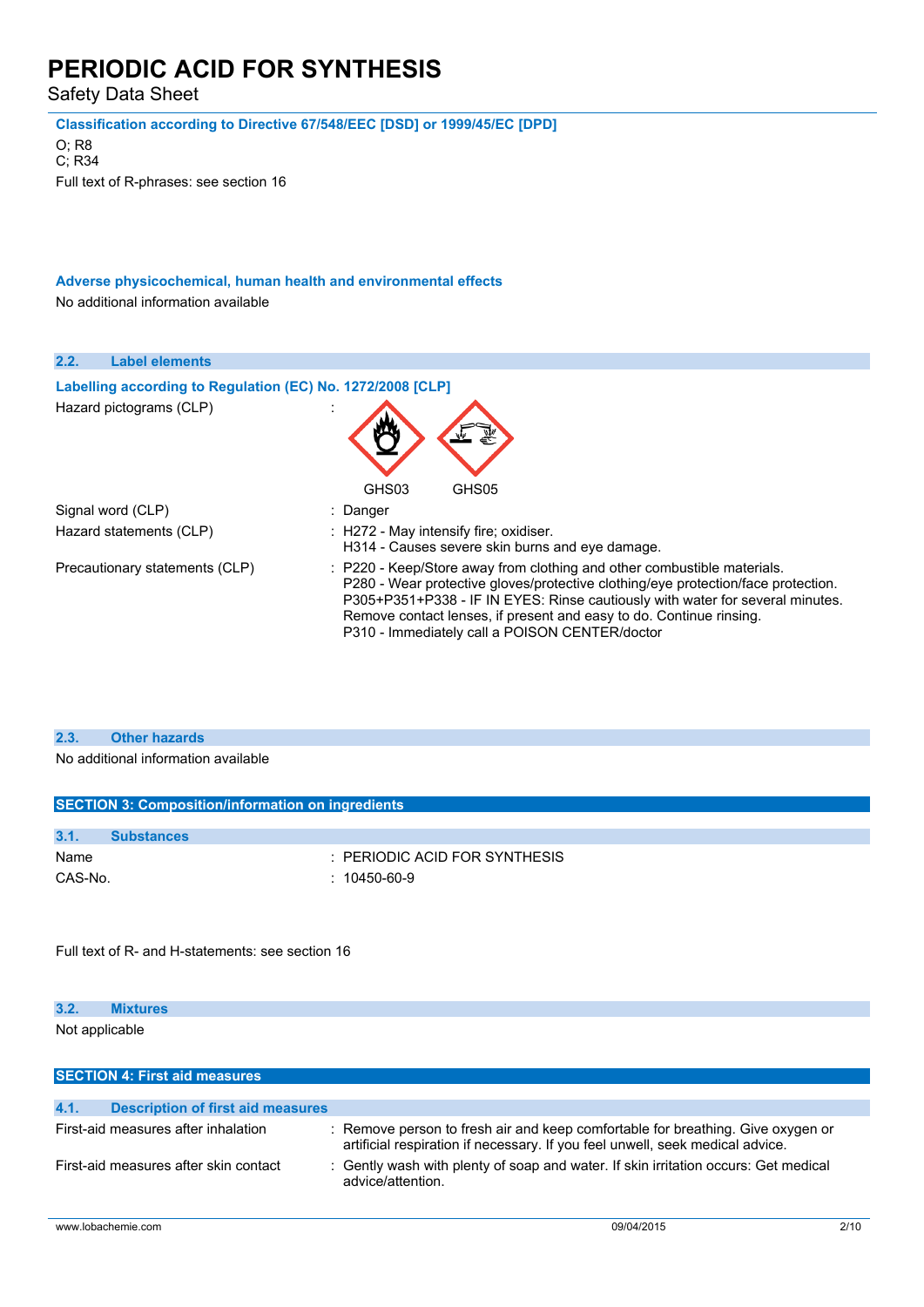**Classification according to Directive 67/548/EEC [DSD] or 1999/45/EC [DPD]**

O; R8
C; R34
Full text of R-phrases: see section 16

**Adverse physicochemical, human health and environmental effects**

No additional information available

### 2.2. Label elements

**Labelling according to Regulation (EC) No. 1272/2008 [CLP]**

| | |
|---|---|
| Hazard pictograms (CLP) | : GHS03 GHS05 |
| Signal word (CLP) | : Danger |
| Hazard statements (CLP) | : H272 - May intensify fire; oxidiser.<br>H314 - Causes severe skin burns and eye damage. |
| Precautionary statements (CLP) | : P220 - Keep/Store away from clothing and other combustible materials.<br>P280 - Wear protective gloves/protective clothing/eye protection/face protection.<br>P305+P351+P338 - IF IN EYES: Rinse cautiously with water for several minutes. Remove contact lenses, if present and easy to do. Continue rinsing.<br>P310 - Immediately call a POISON CENTER/doctor |

### 2.3. Other hazards

No additional information available

## SECTION 3: Composition/information on ingredients

### 3.1. Substances

| | |
|---|---|
| Name | : PERIODIC ACID FOR SYNTHESIS |
| CAS-No. | : 10450-60-9 |

Full text of R- and H-statements: see section 16

### 3.2. Mixtures

Not applicable

## SECTION 4: First aid measures

### 4.1. Description of first aid measures

| | |
|---|---|
| First-aid measures after inhalation | : Remove person to fresh air and keep comfortable for breathing. Give oxygen or artificial respiration if necessary. If you feel unwell, seek medical advice. |
| First-aid measures after skin contact | : Gently wash with plenty of soap and water. If skin irritation occurs: Get medical advice/attention. |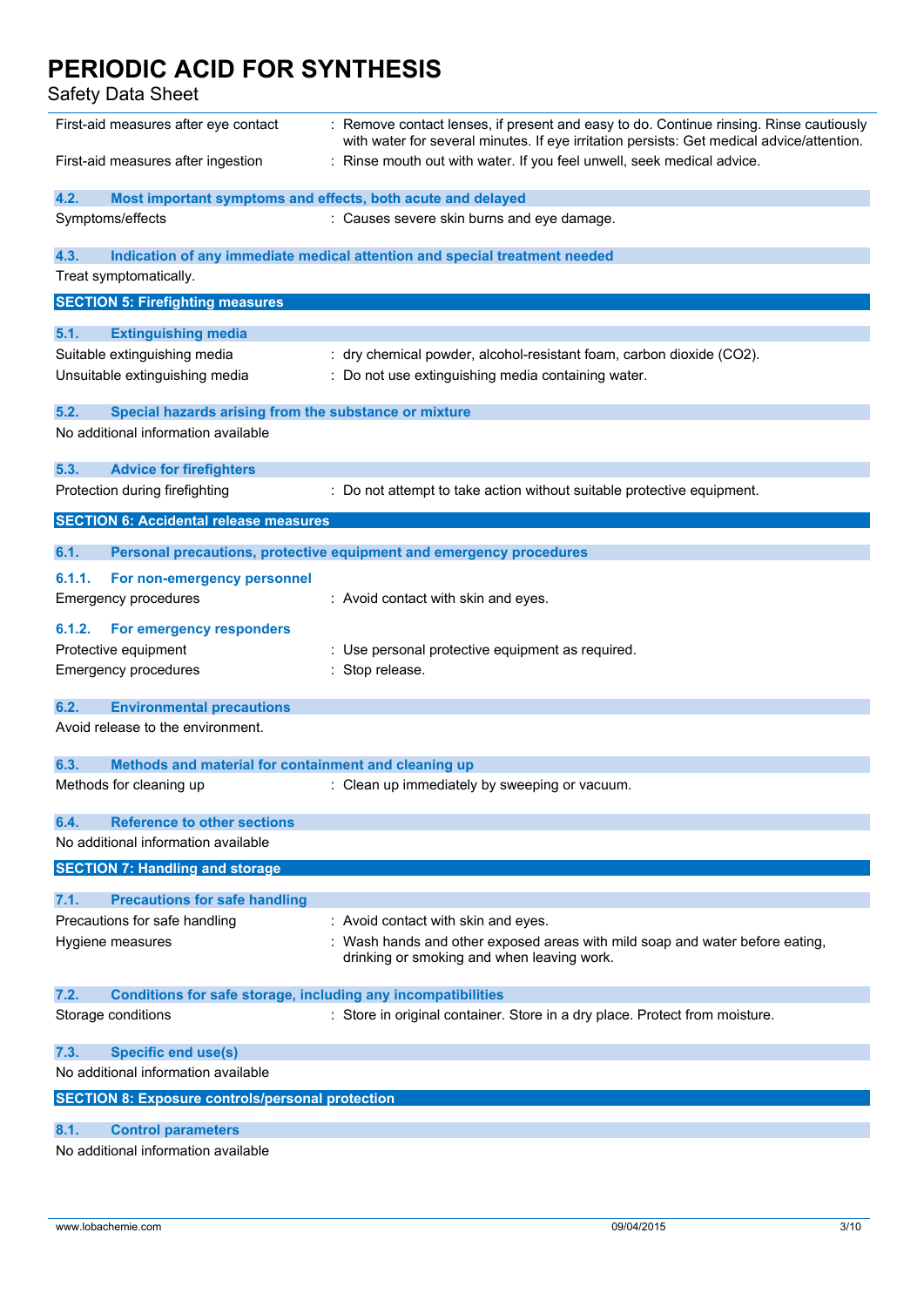| | |
|---|---|
| First-aid measures after eye contact | : Remove contact lenses, if present and easy to do. Continue rinsing. Rinse cautiously with water for several minutes. If eye irritation persists: Get medical advice/attention. |
| First-aid measures after ingestion | : Rinse mouth out with water. If you feel unwell, seek medical advice. |

### 4.2. Most important symptoms and effects, both acute and delayed

| | |
|---|---|
| Symptoms/effects | : Causes severe skin burns and eye damage. |

### 4.3. Indication of any immediate medical attention and special treatment needed

Treat symptomatically.

## SECTION 5: Firefighting measures

### 5.1. Extinguishing media

| | |
|---|---|
| Suitable extinguishing media | : dry chemical powder, alcohol-resistant foam, carbon dioxide ($CO_2$). |
| Unsuitable extinguishing media | : Do not use extinguishing media containing water. |

### 5.2. Special hazards arising from the substance or mixture

No additional information available

### 5.3. Advice for firefighters

| | |
|---|---|
| Protection during firefighting | : Do not attempt to take action without suitable protective equipment. |

## SECTION 6: Accidental release measures

### 6.1. Personal precautions, protective equipment and emergency procedures

#### 6.1.1. For non-emergency personnel

| | |
|---|---|
| Emergency procedures | : Avoid contact with skin and eyes. |

#### 6.1.2. For emergency responders

| | |
|---|---|
| Protective equipment | : Use personal protective equipment as required. |
| Emergency procedures | : Stop release. |

### 6.2. Environmental precautions

Avoid release to the environment.

### 6.3. Methods and material for containment and cleaning up

| | |
|---|---|
| Methods for cleaning up | : Clean up immediately by sweeping or vacuum. |

### 6.4. Reference to other sections

No additional information available

## SECTION 7: Handling and storage

### 7.1. Precautions for safe handling

| | |
|---|---|
| Precautions for safe handling | : Avoid contact with skin and eyes. |
| Hygiene measures | : Wash hands and other exposed areas with mild soap and water before eating, drinking or smoking and when leaving work. |

### 7.2. Conditions for safe storage, including any incompatibilities

| | |
|---|---|
| Storage conditions | : Store in original container. Store in a dry place. Protect from moisture. |

### 7.3. Specific end use(s)

No additional information available

## SECTION 8: Exposure controls/personal protection

### 8.1. Control parameters

No additional information available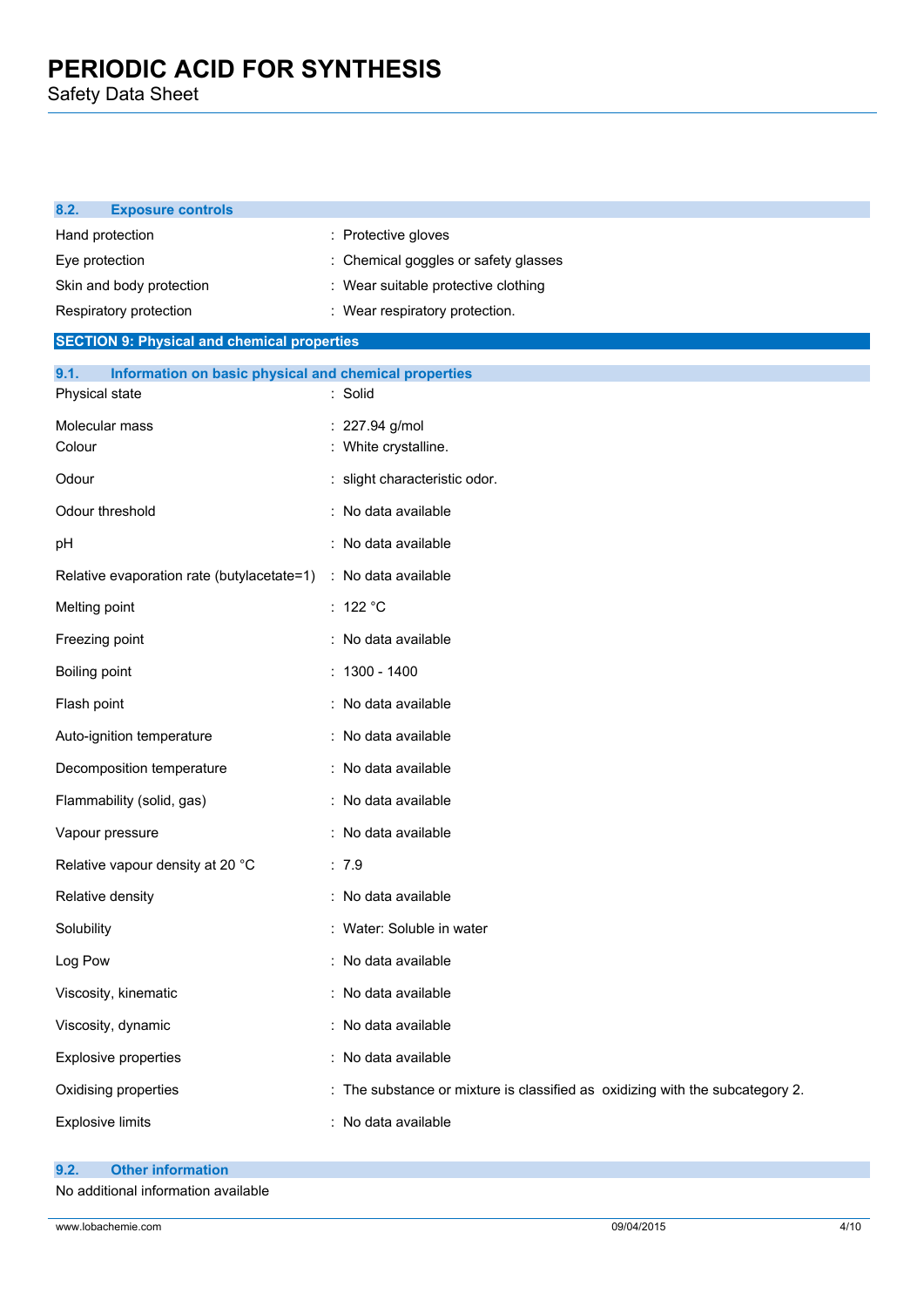### 8.2. Exposure controls

| | |
|---|---|
| Hand protection | : Protective gloves |
| Eye protection | : Chemical goggles or safety glasses |
| Skin and body protection | : Wear suitable protective clothing |
| Respiratory protection | : Wear respiratory protection. |

## SECTION 9: Physical and chemical properties

### 9.1. Information on basic physical and chemical properties

| | |
|---|---|
| Physical state | : Solid |
| Molecular mass | : 227.94 g/mol |
| Colour | : White crystalline. |
| Odour | : slight characteristic odor. |
| Odour threshold | : No data available |
| pH | : No data available |
| Relative evaporation rate (butylacetate=1) | : No data available |
| Melting point | : 122 °C |
| Freezing point | : No data available |
| Boiling point | : 1300 - 1400 |
| Flash point | : No data available |
| Auto-ignition temperature | : No data available |
| Decomposition temperature | : No data available |
| Flammability (solid, gas) | : No data available |
| Vapour pressure | : No data available |
| Relative vapour density at 20 °C | : 7.9 |
| Relative density | : No data available |
| Solubility | : Water: Soluble in water |
| Log Pow | : No data available |
| Viscosity, kinematic | : No data available |
| Viscosity, dynamic | : No data available |
| Explosive properties | : No data available |
| Oxidising properties | : The substance or mixture is classified as oxidizing with the subcategory 2. |
| Explosive limits | : No data available |

### 9.2. Other information

No additional information available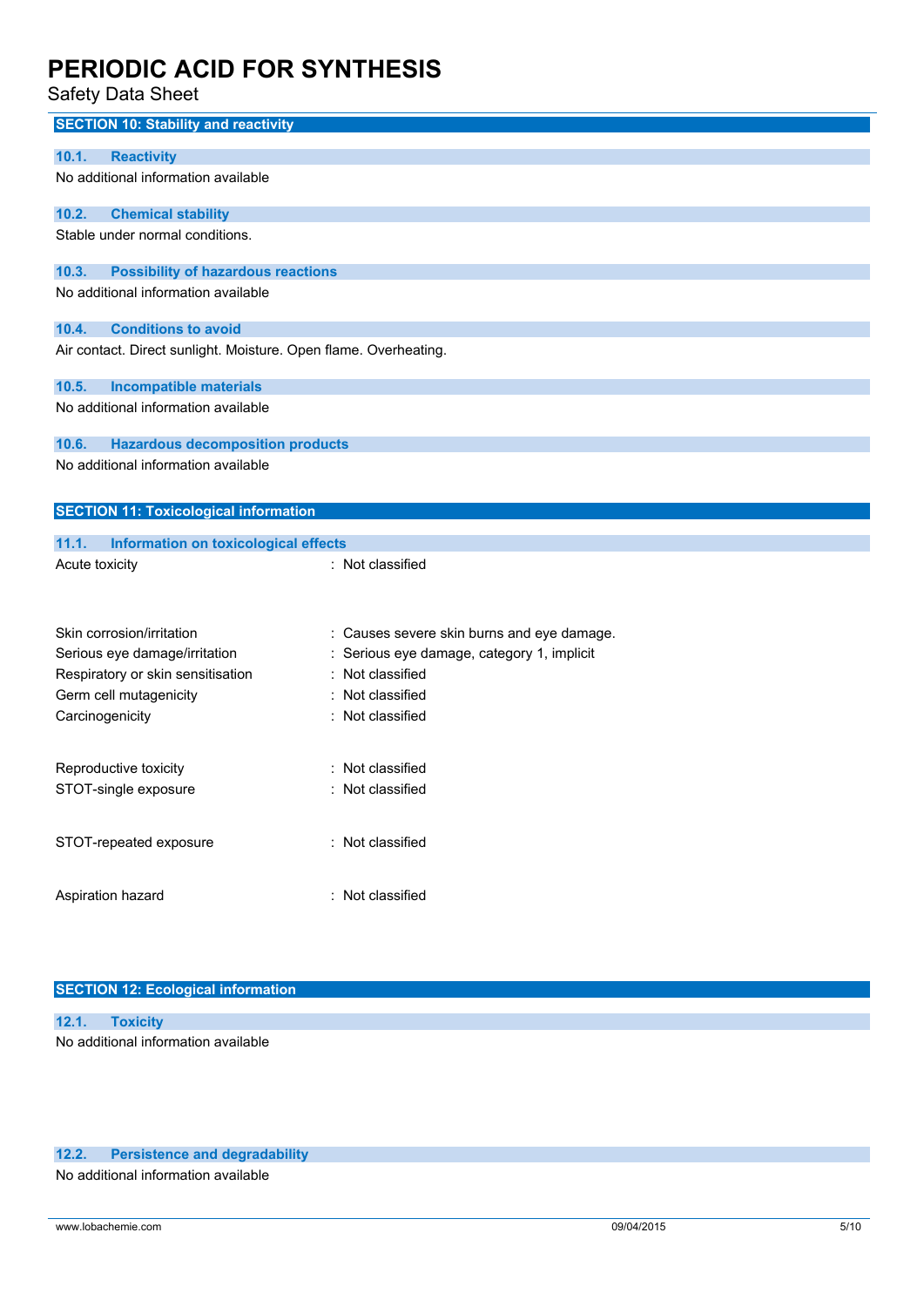## SECTION 10: Stability and reactivity

### 10.1. Reactivity

No additional information available

### 10.2. Chemical stability

Stable under normal conditions.

### 10.3. Possibility of hazardous reactions

No additional information available

### 10.4. Conditions to avoid

Air contact. Direct sunlight. Moisture. Open flame. Overheating.

### 10.5. Incompatible materials

No additional information available

### 10.6. Hazardous decomposition products

No additional information available

## SECTION 11: Toxicological information

### 11.1. Information on toxicological effects

| | |
|---|---|
| Acute toxicity | : Not classified |
| Skin corrosion/irritation | : Causes severe skin burns and eye damage. |
| Serious eye damage/irritation | : Serious eye damage, category 1, implicit |
| Respiratory or skin sensitisation | : Not classified |
| Germ cell mutagenicity | : Not classified |
| Carcinogenicity | : Not classified |
| Reproductive toxicity | : Not classified |
| STOT-single exposure | : Not classified |
| STOT-repeated exposure | : Not classified |
| Aspiration hazard | : Not classified |

## SECTION 12: Ecological information

### 12.1. Toxicity

No additional information available

### 12.2. Persistence and degradability

No additional information available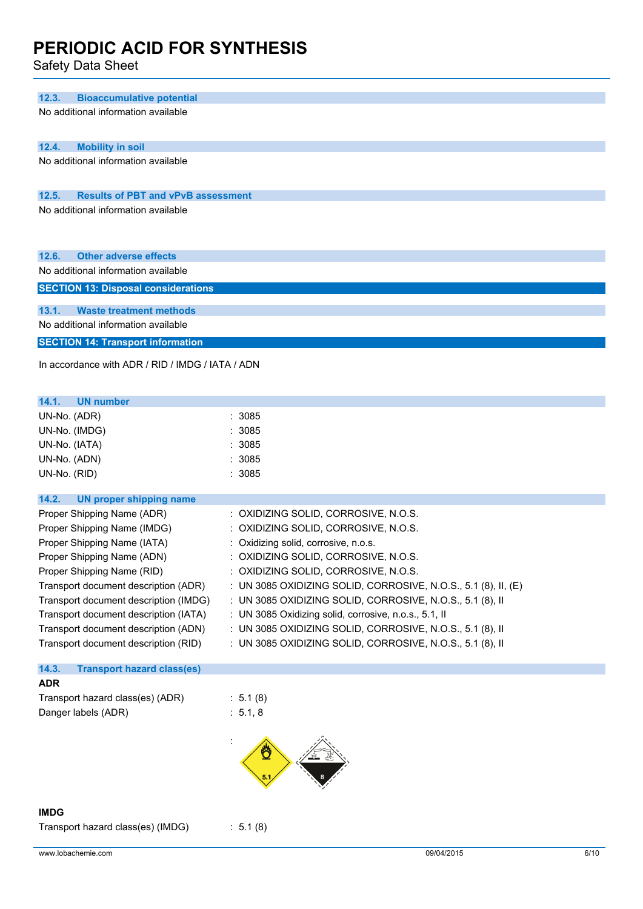### 12.3. Bioaccumulative potential

No additional information available

### 12.4. Mobility in soil

No additional information available

### 12.5. Results of PBT and vPvB assessment

No additional information available

### 12.6. Other adverse effects

No additional information available

## SECTION 13: Disposal considerations

### 13.1. Waste treatment methods

No additional information available

## SECTION 14: Transport information

In accordance with ADR / RID / IMDG / IATA / ADN

### 14.1. UN number

| | |
|---|---|
| UN-No. (ADR) | : 3085 |
| UN-No. (IMDG) | : 3085 |
| UN-No. (IATA) | : 3085 |
| UN-No. (ADN) | : 3085 |
| UN-No. (RID) | : 3085 |

### 14.2. UN proper shipping name

| | |
|---|---|
| Proper Shipping Name (ADR) | : OXIDIZING SOLID, CORROSIVE, N.O.S. |
| Proper Shipping Name (IMDG) | : OXIDIZING SOLID, CORROSIVE, N.O.S. |
| Proper Shipping Name (IATA) | : Oxidizing solid, corrosive, n.o.s. |
| Proper Shipping Name (ADN) | : OXIDIZING SOLID, CORROSIVE, N.O.S. |
| Proper Shipping Name (RID) | : OXIDIZING SOLID, CORROSIVE, N.O.S. |
| Transport document description (ADR) | : UN 3085 OXIDIZING SOLID, CORROSIVE, N.O.S., 5.1 (8), II, (E) |
| Transport document description (IMDG) | : UN 3085 OXIDIZING SOLID, CORROSIVE, N.O.S., 5.1 (8), II |
| Transport document description (IATA) | : UN 3085 Oxidizing solid, corrosive, n.o.s., 5.1, II |
| Transport document description (ADN) | : UN 3085 OXIDIZING SOLID, CORROSIVE, N.O.S., 5.1 (8), II |
| Transport document description (RID) | : UN 3085 OXIDIZING SOLID, CORROSIVE, N.O.S., 5.1 (8), II |

### 14.3. Transport hazard class(es)

**ADR**

| | |
|---|---|
| Transport hazard class(es) (ADR) | : 5.1 (8) |
| Danger labels (ADR) | : 5.1, 8 |

:

**IMDG**

| | |
|---|---|
| Transport hazard class(es) (IMDG) | : 5.1 (8) |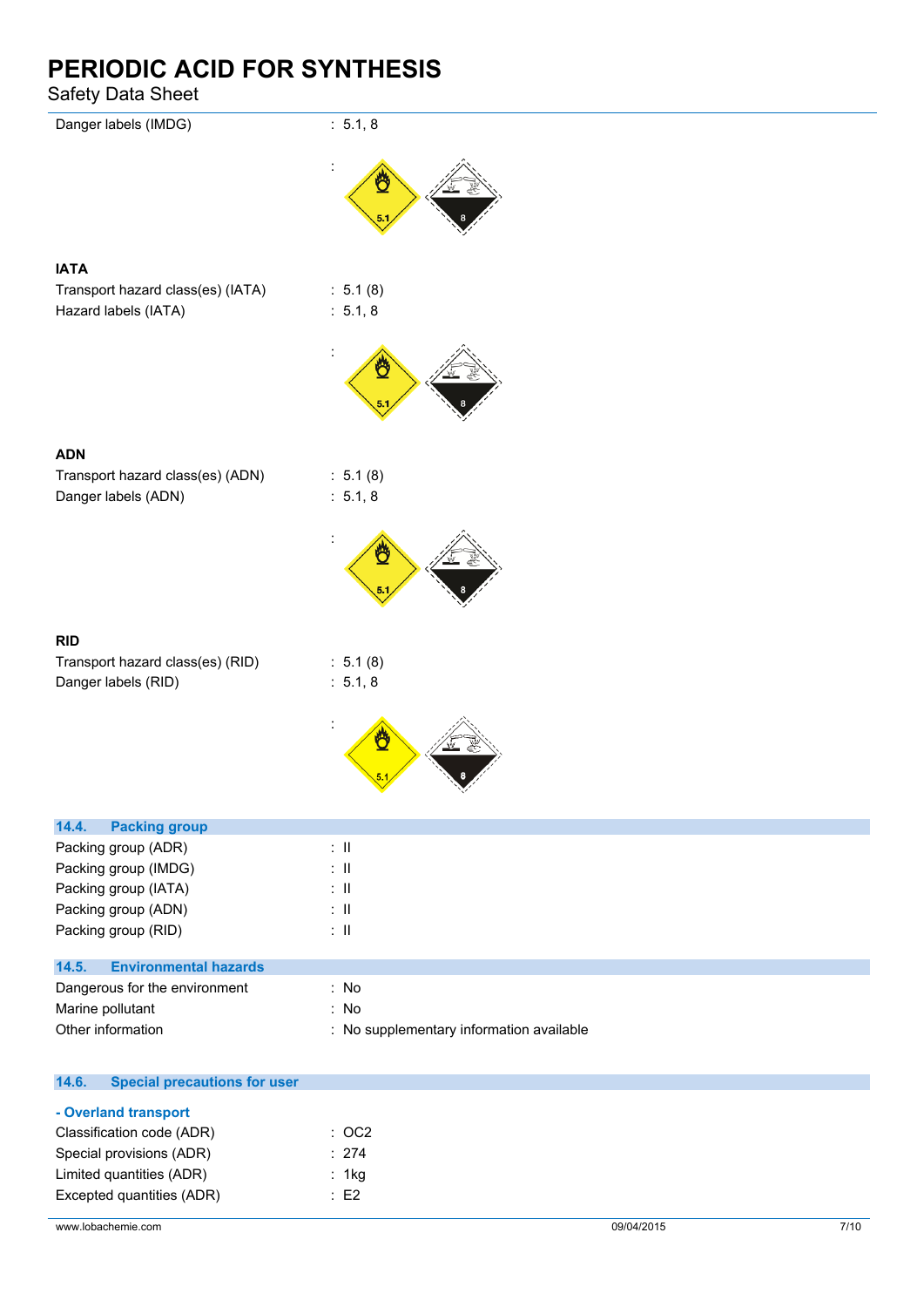| | |
|---|---|
| Danger labels (IMDG) | : 5.1, 8 |
| | : |

**IATA**

| | |
|---|---|
| Transport hazard class(es) (IATA) | : 5.1 (8) |
| Hazard labels (IATA) | : 5.1, 8 |
| | : |

**ADN**

| | |
|---|---|
| Transport hazard class(es) (ADN) | : 5.1 (8) |
| Danger labels (ADN) | : 5.1, 8 |
| | : |

**RID**

| | |
|---|---|
| Transport hazard class(es) (RID) | : 5.1 (8) |
| Danger labels (RID) | : 5.1, 8 |
| | : |

## 14.4. Packing group

| | |
|---|---|
| Packing group (ADR) | : II |
| Packing group (IMDG) | : II |
| Packing group (IATA) | : II |
| Packing group (ADN) | : II |
| Packing group (RID) | : II |

## 14.5. Environmental hazards

| | |
|---|---|
| Dangerous for the environment | : No |
| Marine pollutant | : No |
| Other information | : No supplementary information available |

## 14.6. Special precautions for user

**- Overland transport**

| | |
|---|---|
| Classification code (ADR) | : OC2 |
| Special provisions (ADR) | : 274 |
| Limited quantities (ADR) | : 1kg |
| Excepted quantities (ADR) | : E2 |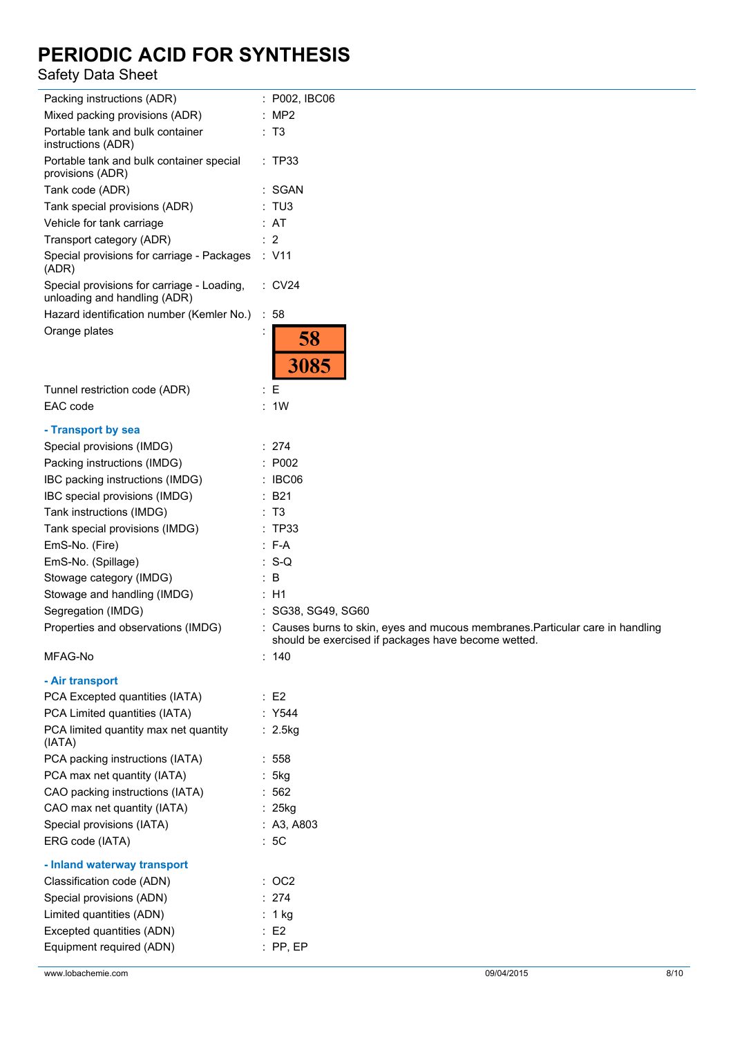| | |
|---|---|
| Packing instructions (ADR) | : P002, IBC06 |
| Mixed packing provisions (ADR) | : MP2 |
| Portable tank and bulk container instructions (ADR) | : T3 |
| Portable tank and bulk container special provisions (ADR) | : TP33 |
| Tank code (ADR) | : SGAN |
| Tank special provisions (ADR) | : TU3 |
| Vehicle for tank carriage | : AT |
| Transport category (ADR) | : 2 |
| Special provisions for carriage - Packages (ADR) | : V11 |
| Special provisions for carriage - Loading, unloading and handling (ADR) | : CV24 |
| Hazard identification number (Kemler No.) | : 58 |
| Orange plates | : 58 / 3085 |
| Tunnel restriction code (ADR) | : E |
| EAC code | : 1W |

**- Transport by sea**

| | |
|---|---|
| Special provisions (IMDG) | : 274 |
| Packing instructions (IMDG) | : P002 |
| IBC packing instructions (IMDG) | : IBC06 |
| IBC special provisions (IMDG) | : B21 |
| Tank instructions (IMDG) | : T3 |
| Tank special provisions (IMDG) | : TP33 |
| EmS-No. (Fire) | : F-A |
| EmS-No. (Spillage) | : S-Q |
| Stowage category (IMDG) | : B |
| Stowage and handling (IMDG) | : H1 |
| Segregation (IMDG) | : SG38, SG49, SG60 |
| Properties and observations (IMDG) | : Causes burns to skin, eyes and mucous membranes.Particular care in handling should be exercised if packages have become wetted. |
| MFAG-No | : 140 |

**- Air transport**

| | |
|---|---|
| PCA Excepted quantities (IATA) | : E2 |
| PCA Limited quantities (IATA) | : Y544 |
| PCA limited quantity max net quantity (IATA) | : 2.5kg |
| PCA packing instructions (IATA) | : 558 |
| PCA max net quantity (IATA) | : 5kg |
| CAO packing instructions (IATA) | : 562 |
| CAO max net quantity (IATA) | : 25kg |
| Special provisions (IATA) | : A3, A803 |
| ERG code (IATA) | : 5C |

**- Inland waterway transport**

| | |
|---|---|
| Classification code (ADN) | : OC2 |
| Special provisions (ADN) | : 274 |
| Limited quantities (ADN) | : 1 kg |
| Excepted quantities (ADN) | : E2 |
| Equipment required (ADN) | : PP, EP |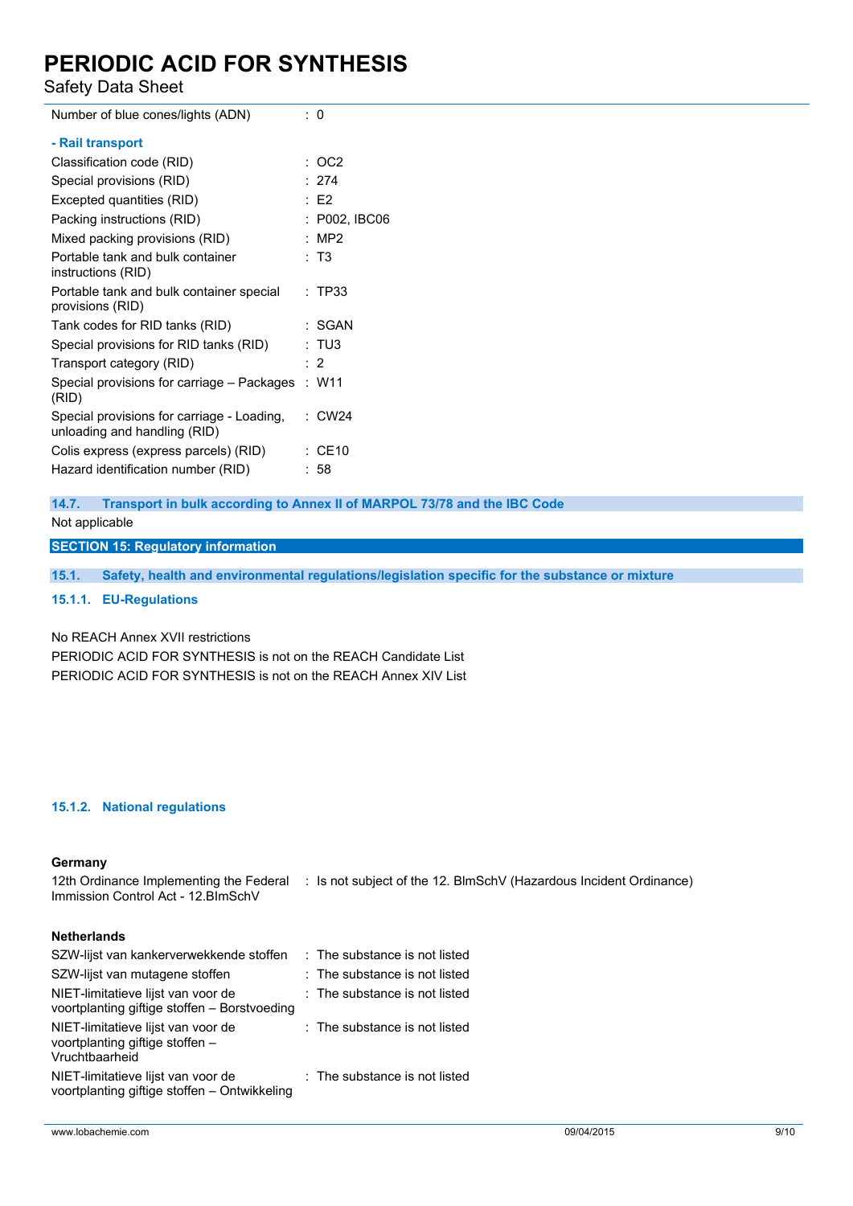| | |
|---|---|
| Number of blue cones/lights (ADN) | : 0 |

**- Rail transport**

| | |
|---|---|
| Classification code (RID) | : OC2 |
| Special provisions (RID) | : 274 |
| Excepted quantities (RID) | : E2 |
| Packing instructions (RID) | : P002, IBC06 |
| Mixed packing provisions (RID) | : MP2 |
| Portable tank and bulk container instructions (RID) | : T3 |
| Portable tank and bulk container special provisions (RID) | : TP33 |
| Tank codes for RID tanks (RID) | : SGAN |
| Special provisions for RID tanks (RID) | : TU3 |
| Transport category (RID) | : 2 |
| Special provisions for carriage – Packages (RID) | : W11 |
| Special provisions for carriage - Loading, unloading and handling (RID) | : CW24 |
| Colis express (express parcels) (RID) | : CE10 |
| Hazard identification number (RID) | : 58 |

### 14.7. Transport in bulk according to Annex II of MARPOL 73/78 and the IBC Code

Not applicable

## SECTION 15: Regulatory information

### 15.1. Safety, health and environmental regulations/legislation specific for the substance or mixture

#### 15.1.1. EU-Regulations

No REACH Annex XVII restrictions

PERIODIC ACID FOR SYNTHESIS is not on the REACH Candidate List

PERIODIC ACID FOR SYNTHESIS is not on the REACH Annex XIV List

#### 15.1.2. National regulations

**Germany**

| | |
|---|---|
| 12th Ordinance Implementing the Federal Immission Control Act - 12.BImSchV | : Is not subject of the 12. BlmSchV (Hazardous Incident Ordinance) |

**Netherlands**

| | |
|---|---|
| SZW-lijst van kankerverwekkende stoffen | : The substance is not listed |
| SZW-lijst van mutagene stoffen | : The substance is not listed |
| NIET-limitatieve lijst van voor de voortplanting giftige stoffen – Borstvoeding | : The substance is not listed |
| NIET-limitatieve lijst van voor de voortplanting giftige stoffen – Vruchtbaarheid | : The substance is not listed |
| NIET-limitatieve lijst van voor de voortplanting giftige stoffen – Ontwikkeling | : The substance is not listed |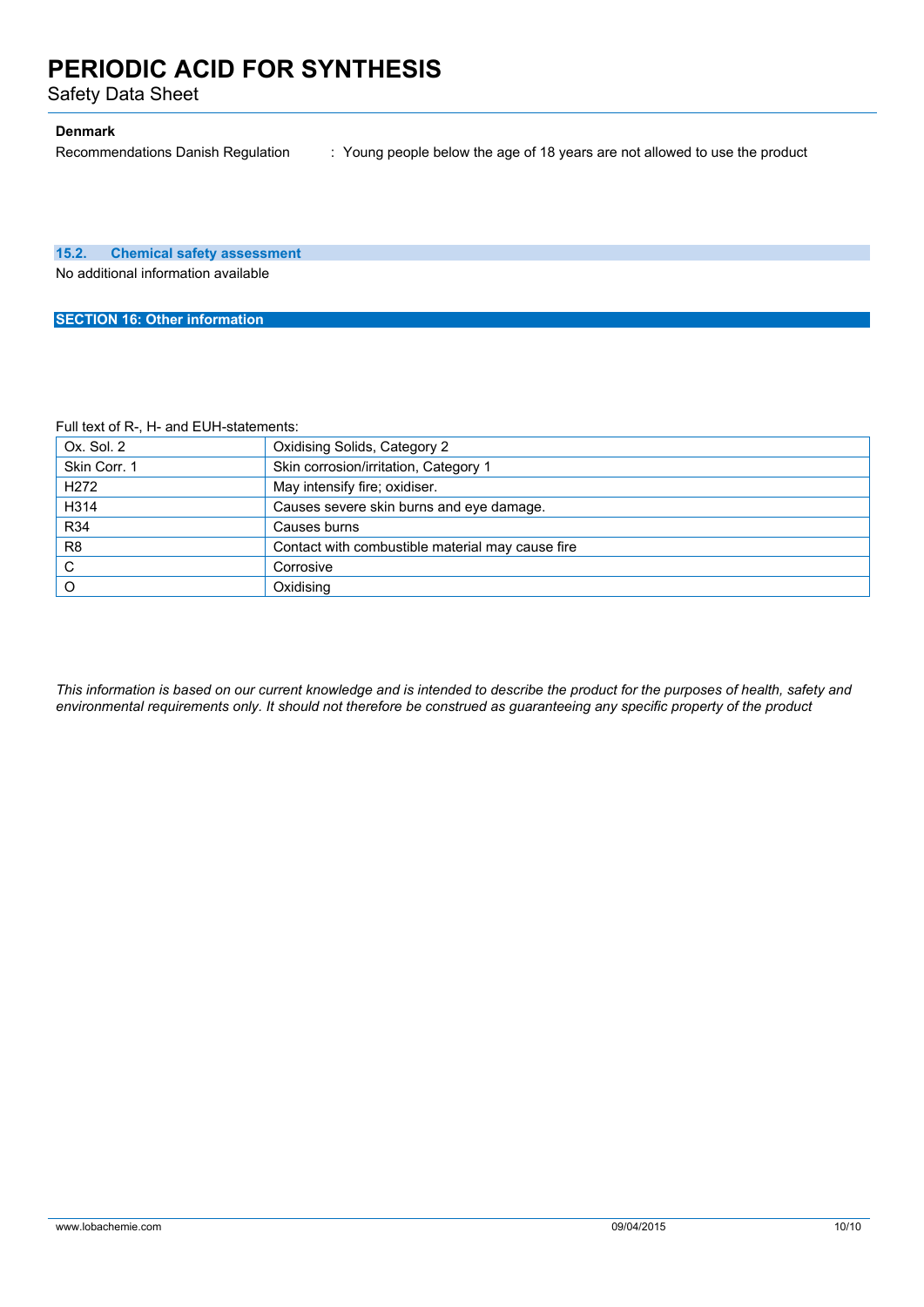**Denmark**

Recommendations Danish Regulation : Young people below the age of 18 years are not allowed to use the product

### 15.2. Chemical safety assessment

No additional information available

## SECTION 16: Other information

Full text of R-, H- and EUH-statements:

| | |
|---|---|
| Ox. Sol. 2 | Oxidising Solids, Category 2 |
| Skin Corr. 1 | Skin corrosion/irritation, Category 1 |
| H272 | May intensify fire; oxidiser. |
| H314 | Causes severe skin burns and eye damage. |
| R34 | Causes burns |
| R8 | Contact with combustible material may cause fire |
| C | Corrosive |
| O | Oxidising |

*This information is based on our current knowledge and is intended to describe the product for the purposes of health, safety and environmental requirements only. It should not therefore be construed as guaranteeing any specific property of the product*